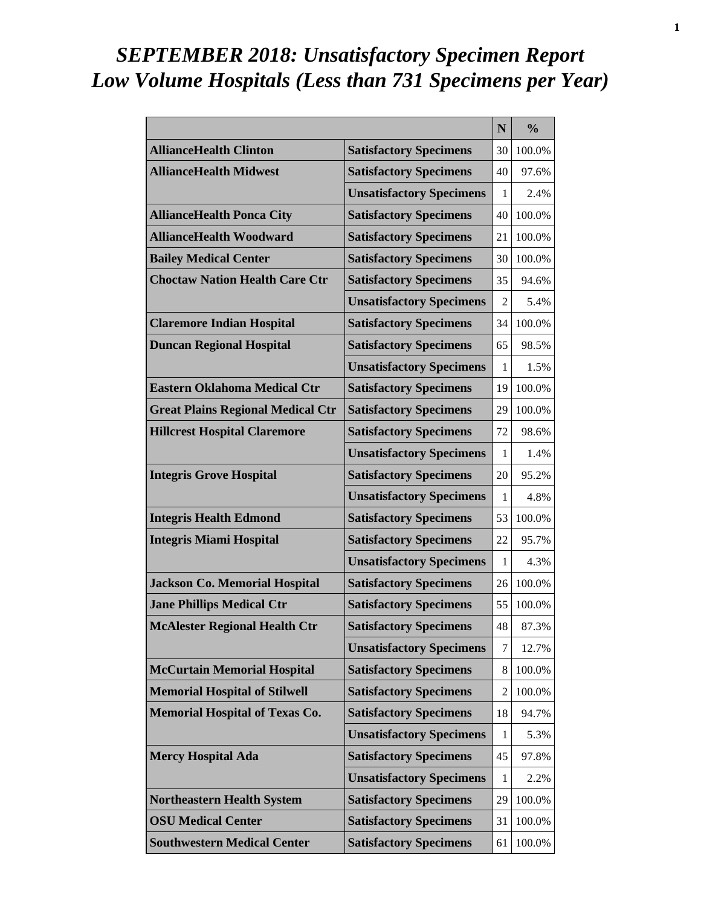# *SEPTEMBER 2018: Unsatisfactory Specimen Report*
# *Low Volume Hospitals (Less than 731 Specimens per Year)*

| | | N | % |
|---|---|---|---|
| **AllianceHealth Clinton** | **Satisfactory Specimens** | 30 | 100.0% |
| **AllianceHealth Midwest** | **Satisfactory Specimens** | 40 | 97.6% |
| | **Unsatisfactory Specimens** | 1 | 2.4% |
| **AllianceHealth Ponca City** | **Satisfactory Specimens** | 40 | 100.0% |
| **AllianceHealth Woodward** | **Satisfactory Specimens** | 21 | 100.0% |
| **Bailey Medical Center** | **Satisfactory Specimens** | 30 | 100.0% |
| **Choctaw Nation Health Care Ctr** | **Satisfactory Specimens** | 35 | 94.6% |
| | **Unsatisfactory Specimens** | 2 | 5.4% |
| **Claremore Indian Hospital** | **Satisfactory Specimens** | 34 | 100.0% |
| **Duncan Regional Hospital** | **Satisfactory Specimens** | 65 | 98.5% |
| | **Unsatisfactory Specimens** | 1 | 1.5% |
| **Eastern Oklahoma Medical Ctr** | **Satisfactory Specimens** | 19 | 100.0% |
| **Great Plains Regional Medical Ctr** | **Satisfactory Specimens** | 29 | 100.0% |
| **Hillcrest Hospital Claremore** | **Satisfactory Specimens** | 72 | 98.6% |
| | **Unsatisfactory Specimens** | 1 | 1.4% |
| **Integris Grove Hospital** | **Satisfactory Specimens** | 20 | 95.2% |
| | **Unsatisfactory Specimens** | 1 | 4.8% |
| **Integris Health Edmond** | **Satisfactory Specimens** | 53 | 100.0% |
| **Integris Miami Hospital** | **Satisfactory Specimens** | 22 | 95.7% |
| | **Unsatisfactory Specimens** | 1 | 4.3% |
| **Jackson Co. Memorial Hospital** | **Satisfactory Specimens** | 26 | 100.0% |
| **Jane Phillips Medical Ctr** | **Satisfactory Specimens** | 55 | 100.0% |
| **McAlester Regional Health Ctr** | **Satisfactory Specimens** | 48 | 87.3% |
| | **Unsatisfactory Specimens** | 7 | 12.7% |
| **McCurtain Memorial Hospital** | **Satisfactory Specimens** | 8 | 100.0% |
| **Memorial Hospital of Stilwell** | **Satisfactory Specimens** | 2 | 100.0% |
| **Memorial Hospital of Texas Co.** | **Satisfactory Specimens** | 18 | 94.7% |
| | **Unsatisfactory Specimens** | 1 | 5.3% |
| **Mercy Hospital Ada** | **Satisfactory Specimens** | 45 | 97.8% |
| | **Unsatisfactory Specimens** | 1 | 2.2% |
| **Northeastern Health System** | **Satisfactory Specimens** | 29 | 100.0% |
| **OSU Medical Center** | **Satisfactory Specimens** | 31 | 100.0% |
| **Southwestern Medical Center** | **Satisfactory Specimens** | 61 | 100.0% |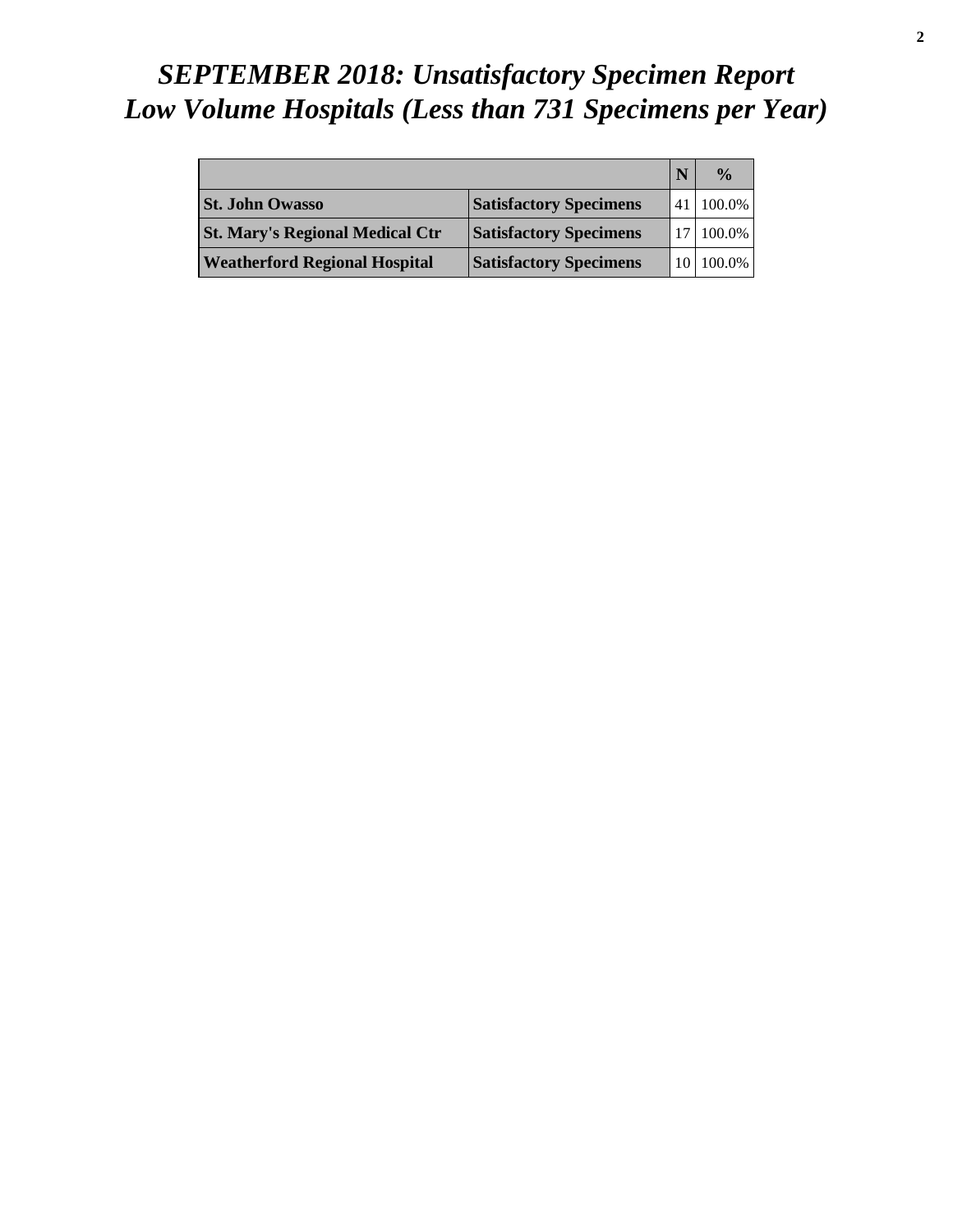# *SEPTEMBER 2018: Unsatisfactory Specimen Report*
# *Low Volume Hospitals (Less than 731 Specimens per Year)*

| | | N | % |
|---|---|---|---|
| **St. John Owasso** | **Satisfactory Specimens** | 41 | 100.0% |
| **St. Mary's Regional Medical Ctr** | **Satisfactory Specimens** | 17 | 100.0% |
| **Weatherford Regional Hospital** | **Satisfactory Specimens** | 10 | 100.0% |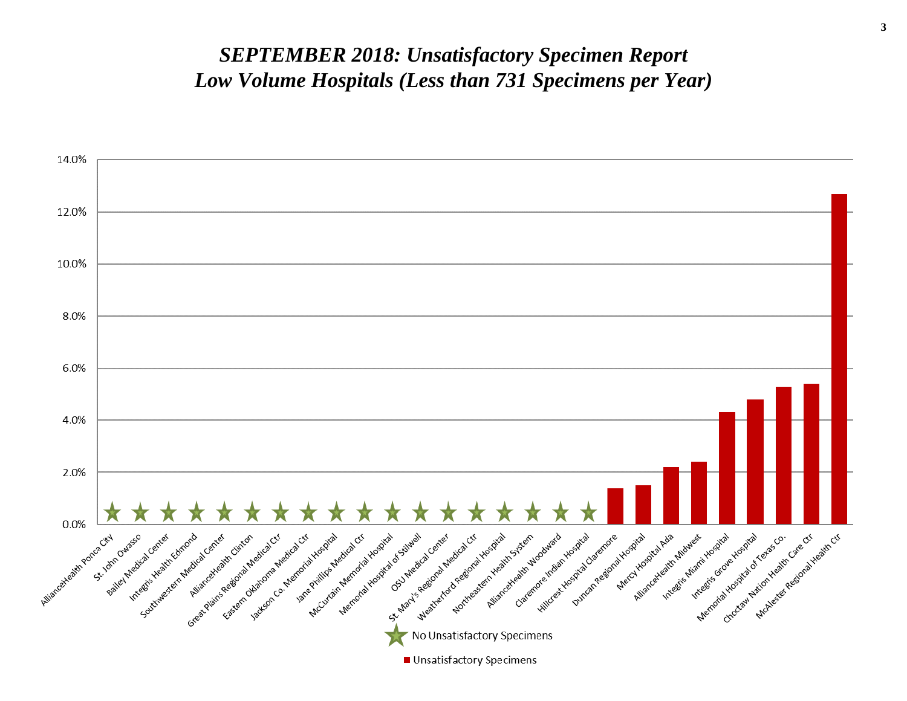# *SEPTEMBER 2018: Unsatisfactory Specimen Report*
# *Low Volume Hospitals (Less than 731 Specimens per Year)*

| Hospital | Unsatisfactory Specimens |
| --- | --- |
| AllianceHealth Ponca City | ★ No Unsatisfactory Specimens |
| St. John Owasso | ★ No Unsatisfactory Specimens |
| Bailey Medical Center | ★ No Unsatisfactory Specimens |
| Integris Health Edmond | ★ No Unsatisfactory Specimens |
| Southwestern Medical Center | ★ No Unsatisfactory Specimens |
| AllianceHealth Clinton | ★ No Unsatisfactory Specimens |
| Great Plains Regional Medical Ctr | ★ No Unsatisfactory Specimens |
| Eastern Oklahoma Medical Ctr | ★ No Unsatisfactory Specimens |
| Jackson Co. Memorial Hospital | ★ No Unsatisfactory Specimens |
| Jane Phillips Medical Ctr | ★ No Unsatisfactory Specimens |
| McCurtain Memorial Hospital | ★ No Unsatisfactory Specimens |
| Memorial Hospital of Stilwell | ★ No Unsatisfactory Specimens |
| OSU Medical Center | ★ No Unsatisfactory Specimens |
| St. Mary's Regional Medical Ctr | ★ No Unsatisfactory Specimens |
| Weatherford Regional Hospital | ★ No Unsatisfactory Specimens |
| Northeastern Health System | ★ No Unsatisfactory Specimens |
| AllianceHealth Woodward | ★ No Unsatisfactory Specimens |
| Claremore Indian Hospital | ★ No Unsatisfactory Specimens |
| Hillcrest Hospital Claremore | ~1.4% |
| Duncan Regional Hospital | ~1.5% |
| Mercy Hospital Ada | ~2.2% |
| AllianceHealth Midwest | ~2.4% |
| Integris Miami Hospital | ~4.3% |
| Integris Grove Hospital | ~4.8% |
| Memorial Hospital of Texas Co. | ~5.3% |
| Choctaw Nation Health Care Ctr | ~5.4% |
| McAlester Regional Health Ctr | ~12.7% |

Legend: ★ No Unsatisfactory Specimens; ■ Unsatisfactory Specimens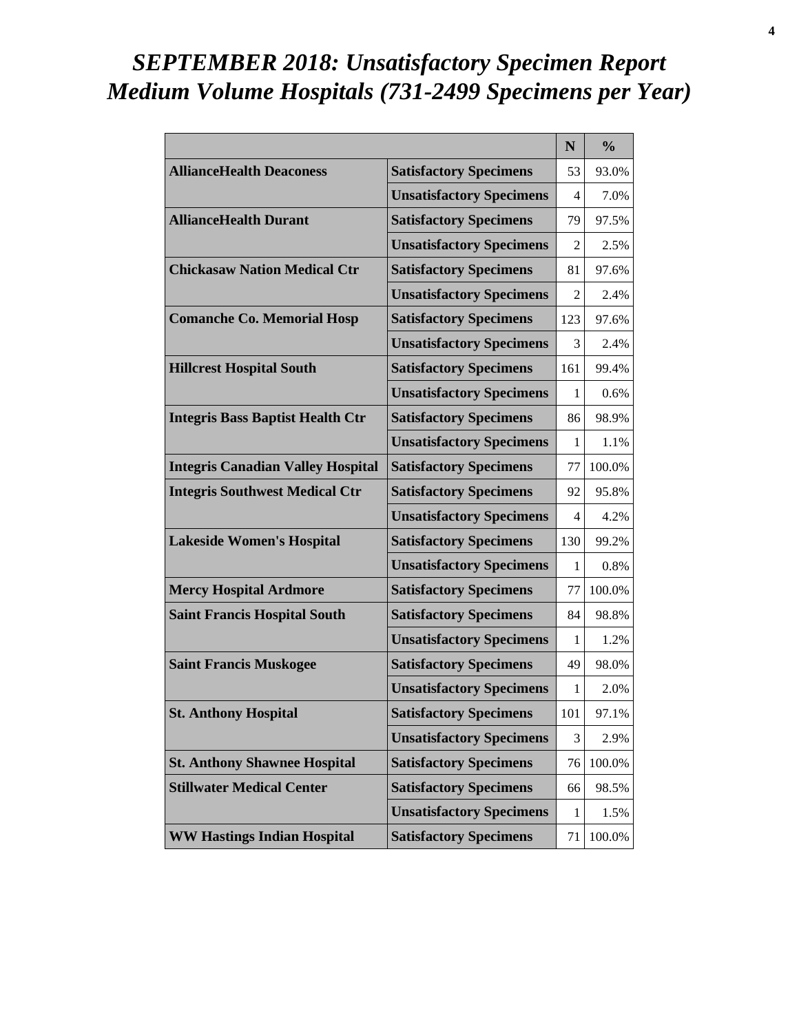# *SEPTEMBER 2018: Unsatisfactory Specimen Report*
# *Medium Volume Hospitals (731-2499 Specimens per Year)*

| | | N | % |
|---|---|---|---|
| **AllianceHealth Deaconess** | **Satisfactory Specimens** | 53 | 93.0% |
| | **Unsatisfactory Specimens** | 4 | 7.0% |
| **AllianceHealth Durant** | **Satisfactory Specimens** | 79 | 97.5% |
| | **Unsatisfactory Specimens** | 2 | 2.5% |
| **Chickasaw Nation Medical Ctr** | **Satisfactory Specimens** | 81 | 97.6% |
| | **Unsatisfactory Specimens** | 2 | 2.4% |
| **Comanche Co. Memorial Hosp** | **Satisfactory Specimens** | 123 | 97.6% |
| | **Unsatisfactory Specimens** | 3 | 2.4% |
| **Hillcrest Hospital South** | **Satisfactory Specimens** | 161 | 99.4% |
| | **Unsatisfactory Specimens** | 1 | 0.6% |
| **Integris Bass Baptist Health Ctr** | **Satisfactory Specimens** | 86 | 98.9% |
| | **Unsatisfactory Specimens** | 1 | 1.1% |
| **Integris Canadian Valley Hospital** | **Satisfactory Specimens** | 77 | 100.0% |
| **Integris Southwest Medical Ctr** | **Satisfactory Specimens** | 92 | 95.8% |
| | **Unsatisfactory Specimens** | 4 | 4.2% |
| **Lakeside Women's Hospital** | **Satisfactory Specimens** | 130 | 99.2% |
| | **Unsatisfactory Specimens** | 1 | 0.8% |
| **Mercy Hospital Ardmore** | **Satisfactory Specimens** | 77 | 100.0% |
| **Saint Francis Hospital South** | **Satisfactory Specimens** | 84 | 98.8% |
| | **Unsatisfactory Specimens** | 1 | 1.2% |
| **Saint Francis Muskogee** | **Satisfactory Specimens** | 49 | 98.0% |
| | **Unsatisfactory Specimens** | 1 | 2.0% |
| **St. Anthony Hospital** | **Satisfactory Specimens** | 101 | 97.1% |
| | **Unsatisfactory Specimens** | 3 | 2.9% |
| **St. Anthony Shawnee Hospital** | **Satisfactory Specimens** | 76 | 100.0% |
| **Stillwater Medical Center** | **Satisfactory Specimens** | 66 | 98.5% |
| | **Unsatisfactory Specimens** | 1 | 1.5% |
| **WW Hastings Indian Hospital** | **Satisfactory Specimens** | 71 | 100.0% |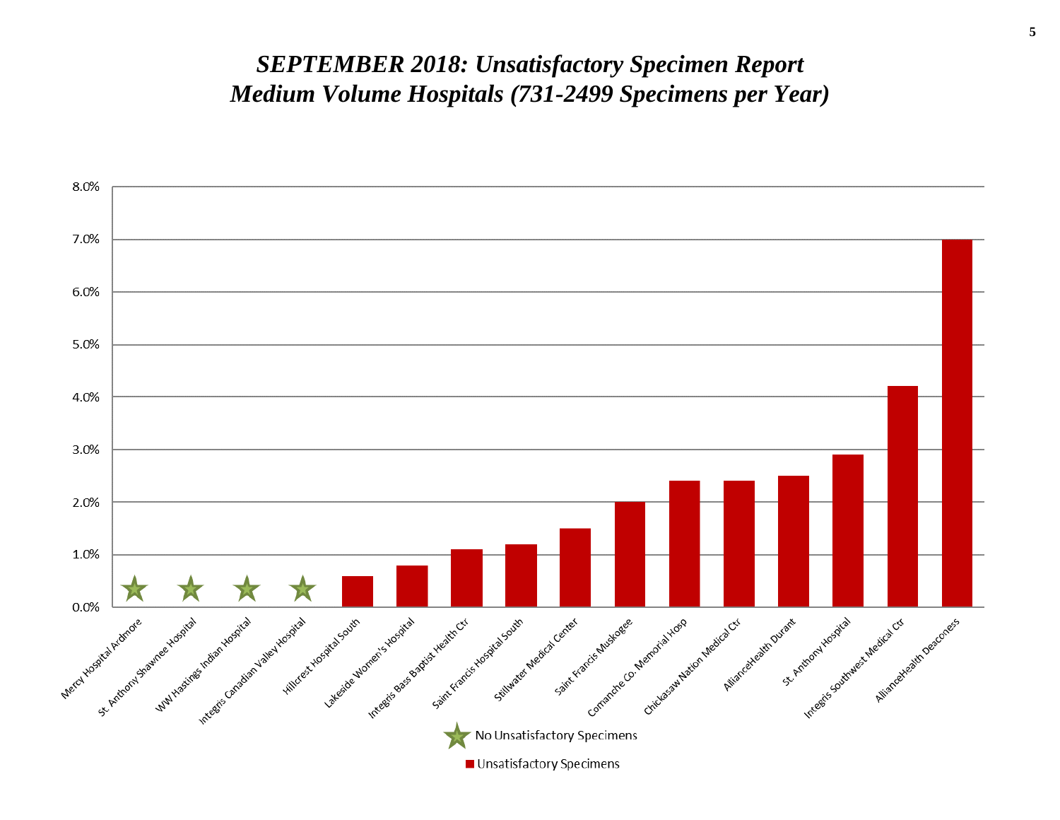# *SEPTEMBER 2018: Unsatisfactory Specimen Report*
# *Medium Volume Hospitals (731-2499 Specimens per Year)*

| Hospital | Unsatisfactory Specimens (%) |
|---|---|
| Mercy Hospital Ardmore | ★ No Unsatisfactory Specimens |
| St. Anthony Shawnee Hospital | ★ No Unsatisfactory Specimens |
| WW Hastings Indian Hospital | ★ No Unsatisfactory Specimens |
| Integris Canadian Valley Hospital | ★ No Unsatisfactory Specimens |
| Hillcrest Hospital South | 0.6% |
| Lakeside Women's Hospital | 0.8% |
| Integris Bass Baptist Health Ctr | 1.1% |
| Saint Francis Hospital South | 1.2% |
| Stillwater Medical Center | 1.5% |
| Saint Francis Muskogee | 2.0% |
| Comanche Co. Memorial Hosp | 2.4% |
| Chickasaw Nation Medical Ctr | 2.4% |
| AllianceHealth Durant | 2.5% |
| St. Anthony Hospital | 2.9% |
| Integris Southwest Medical Ctr | 4.2% |
| AllianceHealth Deaconess | 7.0% |

★ No Unsatisfactory Specimens

■ Unsatisfactory Specimens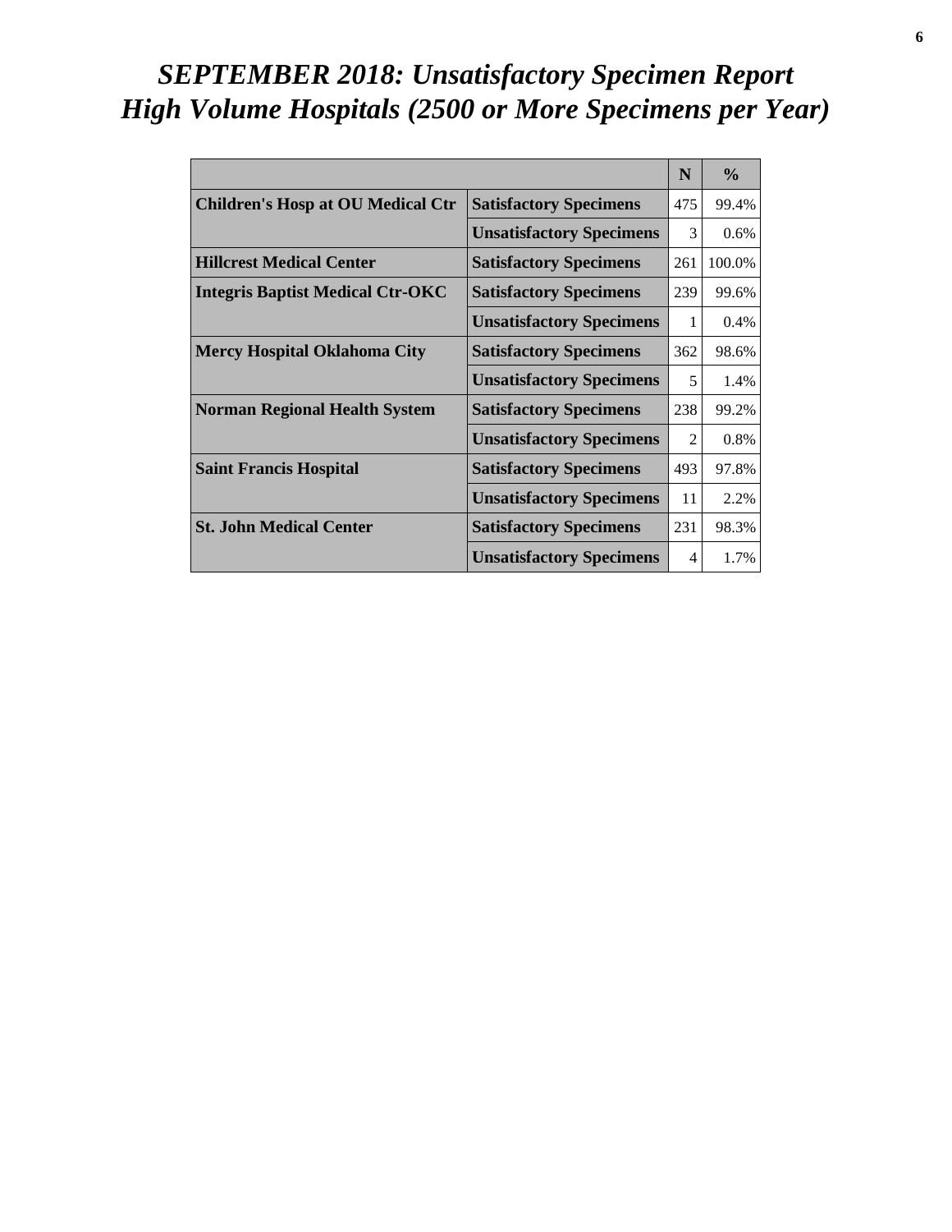# *SEPTEMBER 2018: Unsatisfactory Specimen Report*
# *High Volume Hospitals (2500 or More Specimens per Year)*

| | | N | % |
|---|---|---|---|
| **Children's Hosp at OU Medical Ctr** | **Satisfactory Specimens** | 475 | 99.4% |
| | **Unsatisfactory Specimens** | 3 | 0.6% |
| **Hillcrest Medical Center** | **Satisfactory Specimens** | 261 | 100.0% |
| **Integris Baptist Medical Ctr-OKC** | **Satisfactory Specimens** | 239 | 99.6% |
| | **Unsatisfactory Specimens** | 1 | 0.4% |
| **Mercy Hospital Oklahoma City** | **Satisfactory Specimens** | 362 | 98.6% |
| | **Unsatisfactory Specimens** | 5 | 1.4% |
| **Norman Regional Health System** | **Satisfactory Specimens** | 238 | 99.2% |
| | **Unsatisfactory Specimens** | 2 | 0.8% |
| **Saint Francis Hospital** | **Satisfactory Specimens** | 493 | 97.8% |
| | **Unsatisfactory Specimens** | 11 | 2.2% |
| **St. John Medical Center** | **Satisfactory Specimens** | 231 | 98.3% |
| | **Unsatisfactory Specimens** | 4 | 1.7% |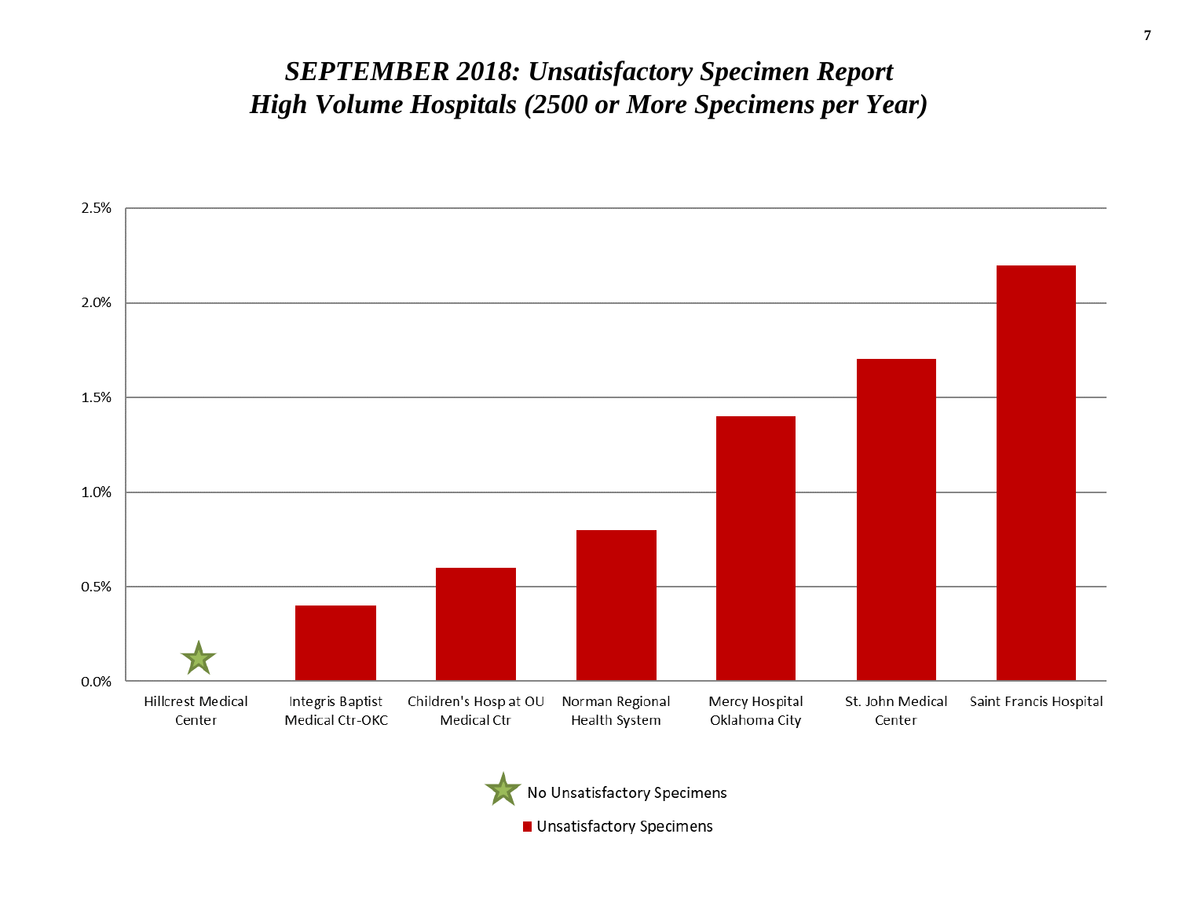# *SEPTEMBER 2018: Unsatisfactory Specimen Report*
# *High Volume Hospitals (2500 or More Specimens per Year)*

2.5%
2.0%
1.5%
1.0%
0.5%
0.0%

Hillcrest Medical Center
Integris Baptist Medical Ctr-OKC
Children's Hosp at OU Medical Ctr
Norman Regional Health System
Mercy Hospital Oklahoma City
St. John Medical Center
Saint Francis Hospital

No Unsatisfactory Specimens
Unsatisfactory Specimens